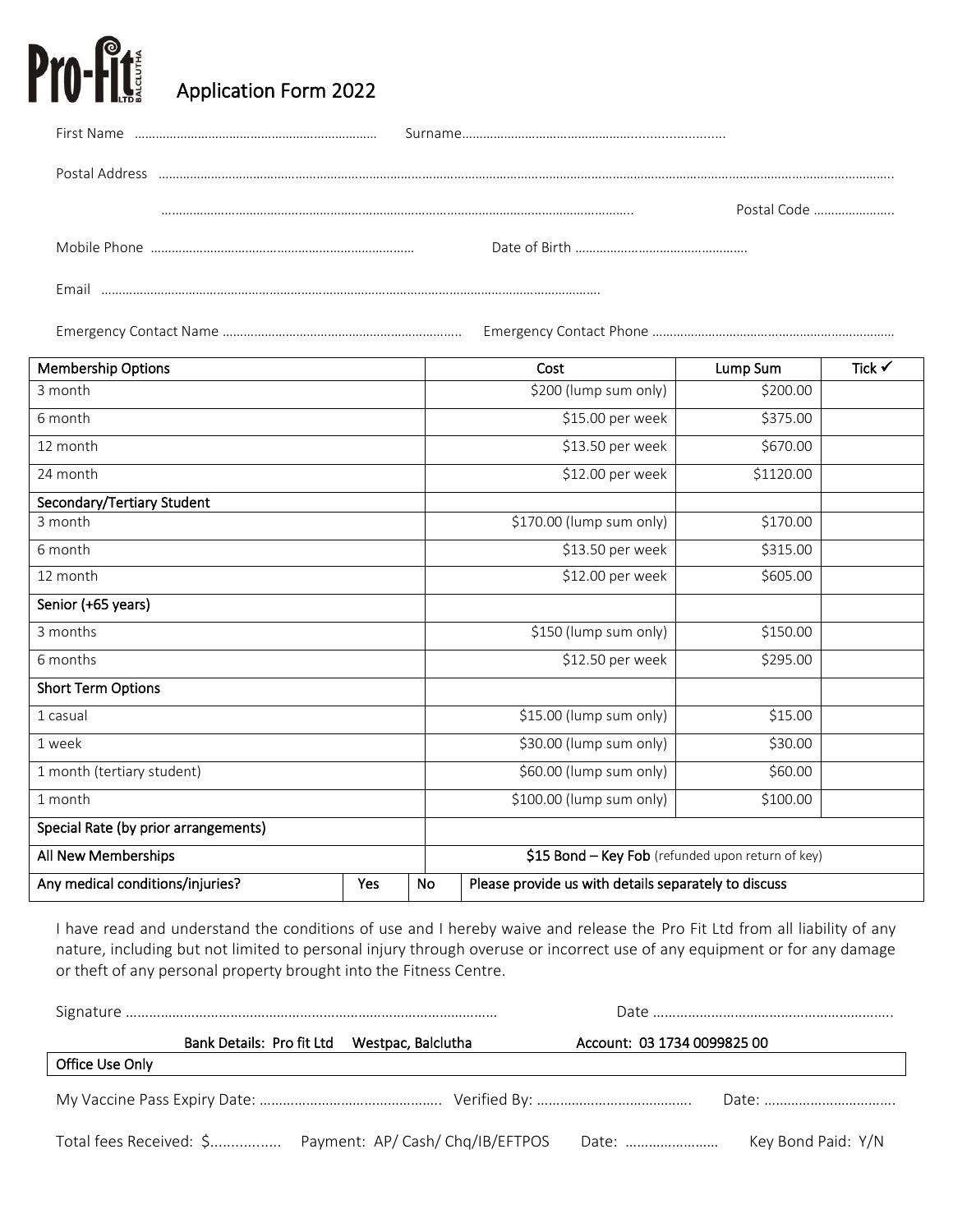# Pro-Fit LTD BALCLUTHA Application Form 2022

First Name ………………………………………………………… Surname…………………………………………………………

Postal Address ……………………………………………………………………………………………………………………………

……………………………………………………………………………………………… Postal Code …………………..

Mobile Phone ………………………………………………………… Date of Birth ……………………………………….

Email ……………………………………………………………………………………………………………

Emergency Contact Name ………………………………………………………… Emergency Contact Phone …………………………………………………………

| Membership Options | | | Cost | Lump Sum | Tick ✓ |
|---|---|---|---|---|---|
| 3 month | | | $200 (lump sum only) | $200.00 | |
| 6 month | | | $15.00 per week | $375.00 | |
| 12 month | | | $13.50 per week | $670.00 | |
| 24 month | | | $12.00 per week | $1120.00 | |
| **Secondary/Tertiary Student** | | | | | |
| 3 month | | | $170.00 (lump sum only) | $170.00 | |
| 6 month | | | $13.50 per week | $315.00 | |
| 12 month | | | $12.00 per week | $605.00 | |
| **Senior (+65 years)** | | | | | |
| 3 months | | | $150 (lump sum only) | $150.00 | |
| 6 months | | | $12.50 per week | $295.00 | |
| **Short Term Options** | | | | | |
| 1 casual | | | $15.00 (lump sum only) | $15.00 | |
| 1 week | | | $30.00 (lump sum only) | $30.00 | |
| 1 month (tertiary student) | | | $60.00 (lump sum only) | $60.00 | |
| 1 month | | | $100.00 (lump sum only) | $100.00 | |
| **Special Rate (by prior arrangements)** | | | | | |
| **All New Memberships** | | | **$15 Bond – Key Fob** (refunded upon return of key) | | |
| **Any medical conditions/injuries?** | **Yes** | **No** | **Please provide us with details separately to discuss** | | |

I have read and understand the conditions of use and I hereby waive and release the Pro Fit Ltd from all liability of any nature, including but not limited to personal injury through overuse or incorrect use of any equipment or for any damage or theft of any personal property brought into the Fitness Centre.

Signature ……………………………………………………………………………… Date ………………………………………………………

**Bank Details: Pro fit Ltd Westpac, Balclutha Account: 03 1734 0099825 00**

**Office Use Only**

My Vaccine Pass Expiry Date: ………………………………………. Verified By: …………………………………. Date: …………………………….

Total fees Received: $................ Payment: AP/ Cash/ Chq/IB/EFTPOS Date: …………………… Key Bond Paid: Y/N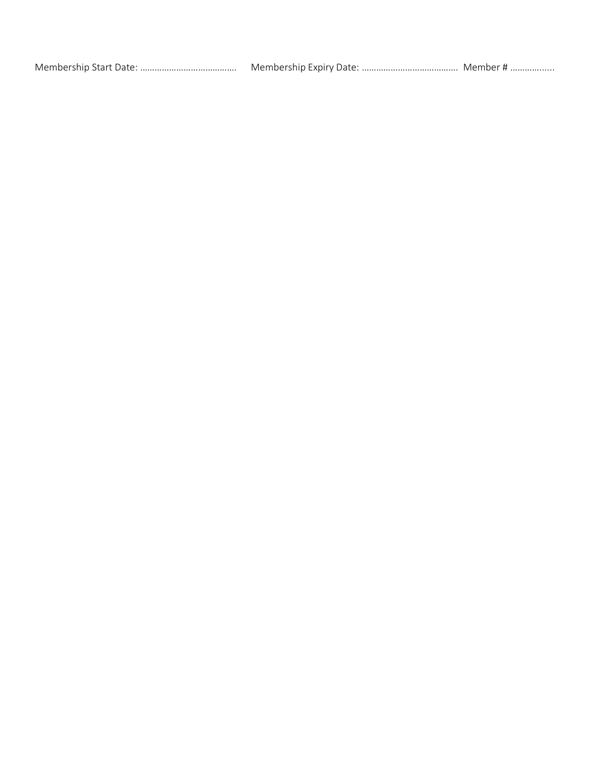Membership Start Date: …………………………………  Membership Expiry Date: ………………………………… Member # ……………....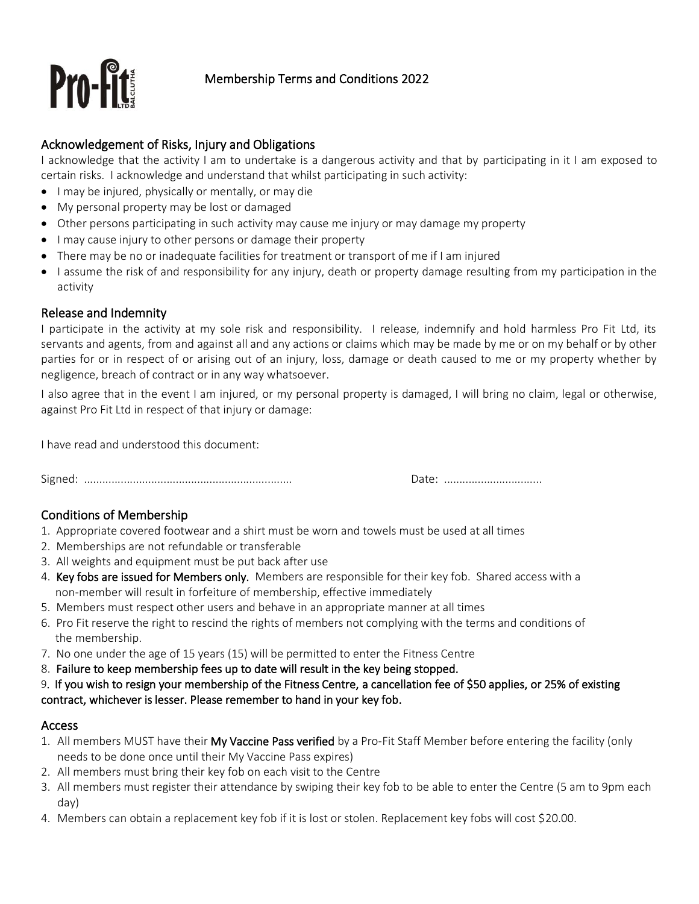# Membership Terms and Conditions 2022

## Acknowledgement of Risks, Injury and Obligations

I acknowledge that the activity I am to undertake is a dangerous activity and that by participating in it I am exposed to certain risks. I acknowledge and understand that whilst participating in such activity:

- I may be injured, physically or mentally, or may die
- My personal property may be lost or damaged
- Other persons participating in such activity may cause me injury or may damage my property
- I may cause injury to other persons or damage their property
- There may be no or inadequate facilities for treatment or transport of me if I am injured
- I assume the risk of and responsibility for any injury, death or property damage resulting from my participation in the activity

## Release and Indemnity

I participate in the activity at my sole risk and responsibility. I release, indemnify and hold harmless Pro Fit Ltd, its servants and agents, from and against all and any actions or claims which may be made by me or on my behalf or by other parties for or in respect of or arising out of an injury, loss, damage or death caused to me or my property whether by negligence, breach of contract or in any way whatsoever.

I also agree that in the event I am injured, or my personal property is damaged, I will bring no claim, legal or otherwise, against Pro Fit Ltd in respect of that injury or damage:

I have read and understood this document:

Signed: ..................................................................   Date: ...............................

## Conditions of Membership

1. Appropriate covered footwear and a shirt must be worn and towels must be used at all times
2. Memberships are not refundable or transferable
3. All weights and equipment must be put back after use
4. **Key fobs are issued for Members only.** Members are responsible for their key fob. Shared access with a non-member will result in forfeiture of membership, effective immediately
5. Members must respect other users and behave in an appropriate manner at all times
6. Pro Fit reserve the right to rescind the rights of members not complying with the terms and conditions of the membership.
7. No one under the age of 15 years (15) will be permitted to enter the Fitness Centre
8. **Failure to keep membership fees up to date will result in the key being stopped.**
9. **If you wish to resign your membership of the Fitness Centre, a cancellation fee of $50 applies, or 25% of existing contract, whichever is lesser. Please remember to hand in your key fob.**

## Access

1. All members MUST have their **My Vaccine Pass verified** by a Pro-Fit Staff Member before entering the facility (only needs to be done once until their My Vaccine Pass expires)
2. All members must bring their key fob on each visit to the Centre
3. All members must register their attendance by swiping their key fob to be able to enter the Centre (5 am to 9pm each day)
4. Members can obtain a replacement key fob if it is lost or stolen. Replacement key fobs will cost $20.00.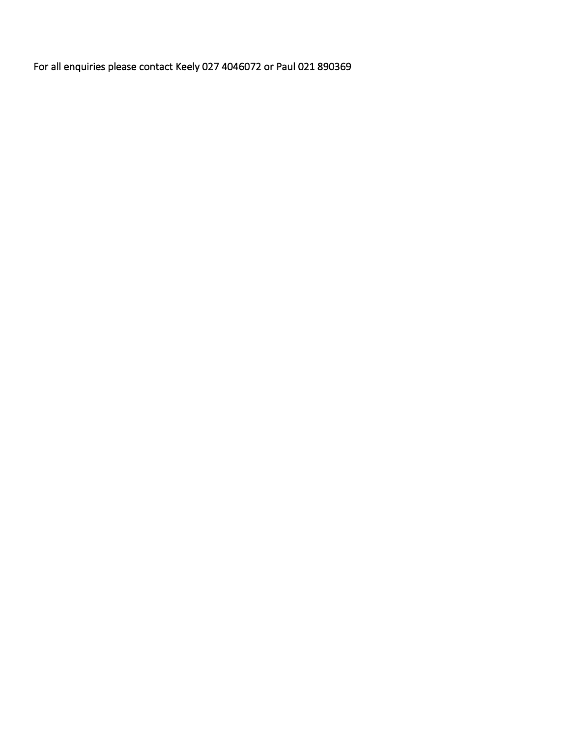For all enquiries please contact Keely 027 4046072 or Paul 021 890369